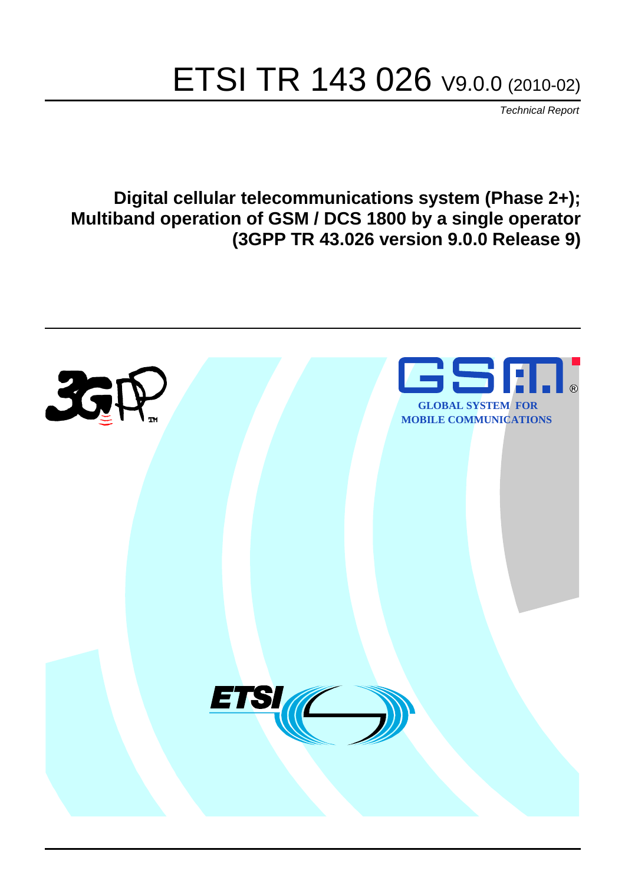# ETSI TR 143 026 V9.0.0 (2010-02)

*Technical Report*

**Digital cellular telecommunications system (Phase 2+); Multiband operation of GSM / DCS 1800 by a single operator (3GPP TR 43.026 version 9.0.0 Release 9)**

GLOBAL SYSTEM FOR MOBILE COMMUNICATIONS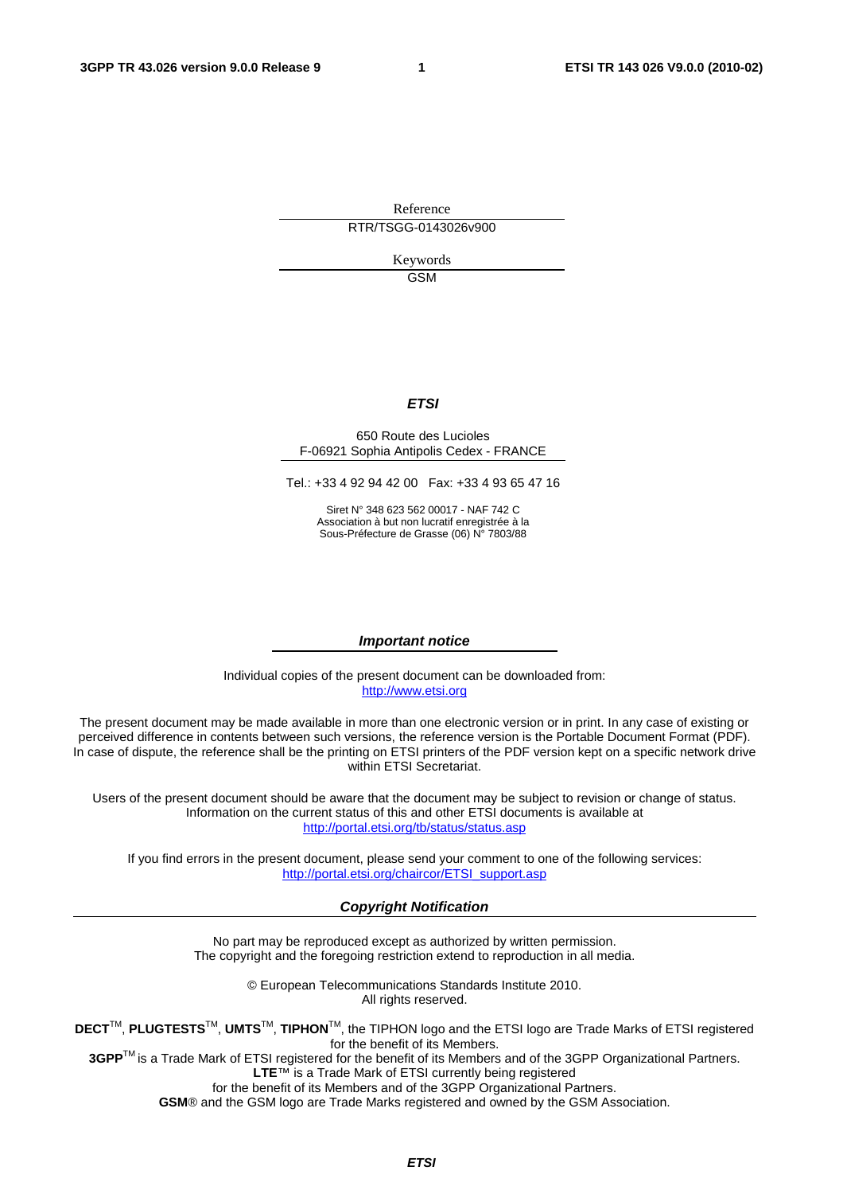Reference

RTR/TSGG-0143026v900

Keywords

GSM

***ETSI***

650 Route des Lucioles
F-06921 Sophia Antipolis Cedex - FRANCE

Tel.: +33 4 92 94 42 00   Fax: +33 4 93 65 47 16

Siret N° 348 623 562 00017 - NAF 742 C
Association à but non lucratif enregistrée à la
Sous-Préfecture de Grasse (06) N° 7803/88

***Important notice***

Individual copies of the present document can be downloaded from:
http://www.etsi.org

The present document may be made available in more than one electronic version or in print. In any case of existing or perceived difference in contents between such versions, the reference version is the Portable Document Format (PDF). In case of dispute, the reference shall be the printing on ETSI printers of the PDF version kept on a specific network drive within ETSI Secretariat.

Users of the present document should be aware that the document may be subject to revision or change of status. Information on the current status of this and other ETSI documents is available at
http://portal.etsi.org/tb/status/status.asp

If you find errors in the present document, please send your comment to one of the following services:
http://portal.etsi.org/chaircor/ETSI_support.asp

***Copyright Notification***

No part may be reproduced except as authorized by written permission.
The copyright and the foregoing restriction extend to reproduction in all media.

© European Telecommunications Standards Institute 2010.
All rights reserved.

**DECT**™, **PLUGTESTS**™, **UMTS**™, **TIPHON**™, the TIPHON logo and the ETSI logo are Trade Marks of ETSI registered for the benefit of its Members.
**3GPP**™ is a Trade Mark of ETSI registered for the benefit of its Members and of the 3GPP Organizational Partners.
**LTE**™ is a Trade Mark of ETSI currently being registered
for the benefit of its Members and of the 3GPP Organizational Partners.
**GSM**® and the GSM logo are Trade Marks registered and owned by the GSM Association.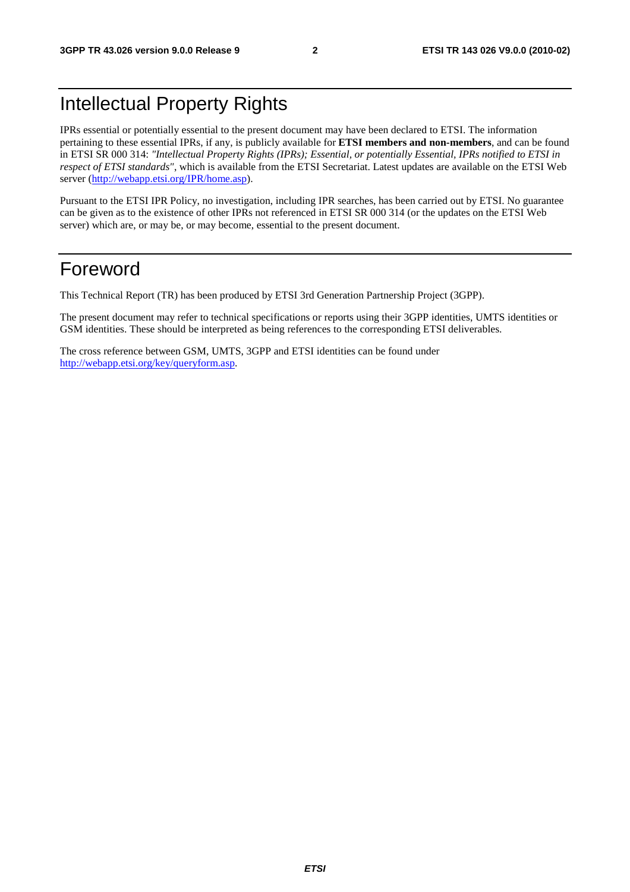# Intellectual Property Rights

IPRs essential or potentially essential to the present document may have been declared to ETSI. The information pertaining to these essential IPRs, if any, is publicly available for **ETSI members and non-members**, and can be found in ETSI SR 000 314: *"Intellectual Property Rights (IPRs); Essential, or potentially Essential, IPRs notified to ETSI in respect of ETSI standards"*, which is available from the ETSI Secretariat. Latest updates are available on the ETSI Web server (http://webapp.etsi.org/IPR/home.asp).

Pursuant to the ETSI IPR Policy, no investigation, including IPR searches, has been carried out by ETSI. No guarantee can be given as to the existence of other IPRs not referenced in ETSI SR 000 314 (or the updates on the ETSI Web server) which are, or may be, or may become, essential to the present document.

# Foreword

This Technical Report (TR) has been produced by ETSI 3rd Generation Partnership Project (3GPP).

The present document may refer to technical specifications or reports using their 3GPP identities, UMTS identities or GSM identities. These should be interpreted as being references to the corresponding ETSI deliverables.

The cross reference between GSM, UMTS, 3GPP and ETSI identities can be found under http://webapp.etsi.org/key/queryform.asp.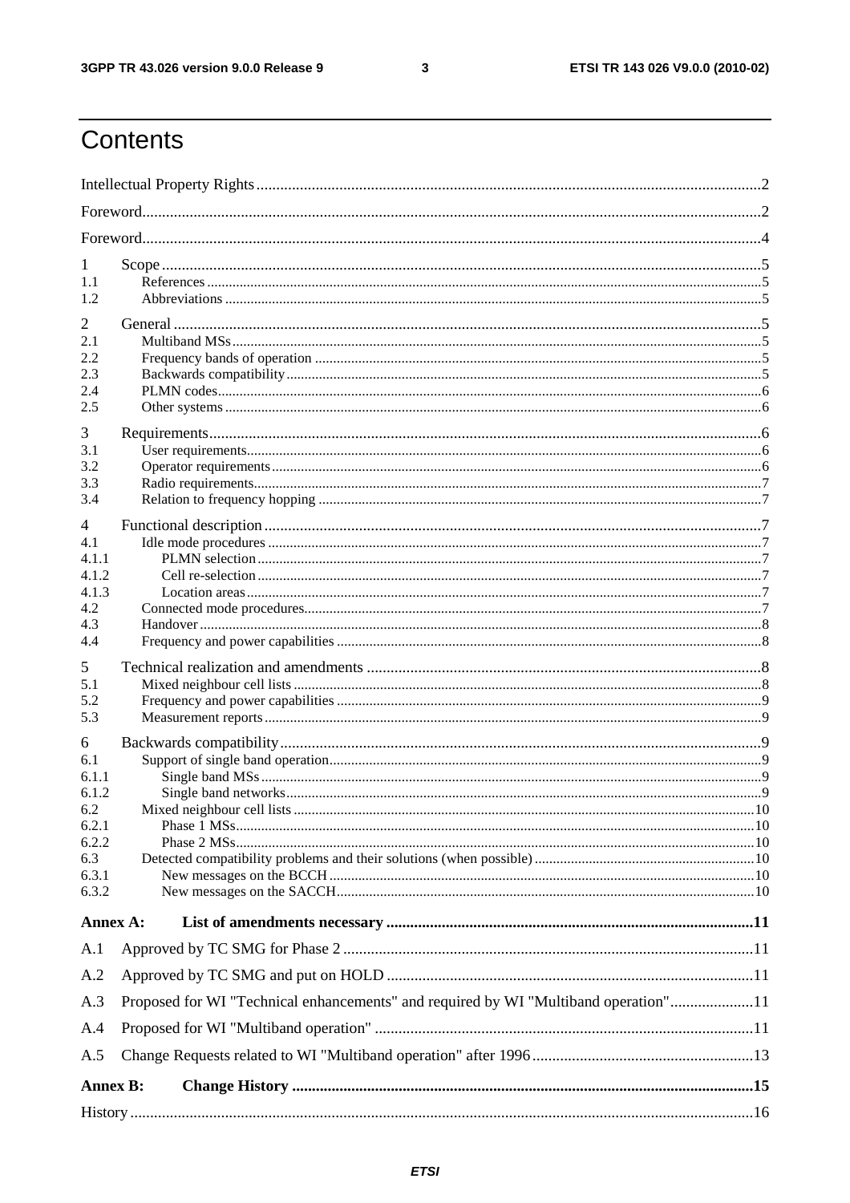# Contents

Intellectual Property Rights....................................................................................................................2

Foreword.................................................................................................................................................2

Foreword.................................................................................................................................................4

1 Scope...................................................................................................................................................5
1.1 References..........................................................................................................................................5
1.2 Abbreviations......................................................................................................................................5

2 General.................................................................................................................................................5
2.1 Multiband MSs....................................................................................................................................5
2.2 Frequency bands of operation.............................................................................................................5
2.3 Backwards compatibility.....................................................................................................................5
2.4 PLMN codes.......................................................................................................................................6
2.5 Other systems......................................................................................................................................6

3 Requirements.......................................................................................................................................6
3.1 User requirements...............................................................................................................................6
3.2 Operator requirements.........................................................................................................................6
3.3 Radio requirements..............................................................................................................................7
3.4 Relation to frequency hopping.............................................................................................................7

4 Functional description..........................................................................................................................7
4.1 Idle mode procedures...........................................................................................................................7
4.1.1 PLMN selection.................................................................................................................................7
4.1.2 Cell re-selection.................................................................................................................................7
4.1.3 Location areas....................................................................................................................................7
4.2 Connected mode procedures................................................................................................................7
4.3 Handover.............................................................................................................................................8
4.4 Frequency and power capabilities........................................................................................................8

5 Technical realization and amendments.................................................................................................8
5.1 Mixed neighbour cell lists....................................................................................................................8
5.2 Frequency and power capabilities........................................................................................................9
5.3 Measurement reports............................................................................................................................9

6 Backwards compatibility.......................................................................................................................9
6.1 Support of single band operation..........................................................................................................9
6.1.1 Single band MSs................................................................................................................................9
6.1.2 Single band networks.........................................................................................................................9
6.2 Mixed neighbour cell lists..................................................................................................................10
6.2.1 Phase 1 MSs.....................................................................................................................................10
6.2.2 Phase 2 MSs.....................................................................................................................................10
6.3 Detected compatibility problems and their solutions (when possible)...............................................10
6.3.1 New messages on the BCCH...........................................................................................................10
6.3.2 New messages on the SACCH..........................................................................................................10

**Annex A: List of amendments necessary.........................................................................................11**

A.1 Approved by TC SMG for Phase 2.....................................................................................................11

A.2 Approved by TC SMG and put on HOLD..........................................................................................11

A.3 Proposed for WI "Technical enhancements" and required by WI "Multiband operation"...................11

A.4 Proposed for WI "Multiband operation".............................................................................................11

A.5 Change Requests related to WI "Multiband operation" after 1996.....................................................13

**Annex B: Change History.................................................................................................................15**

History.....................................................................................................................................................16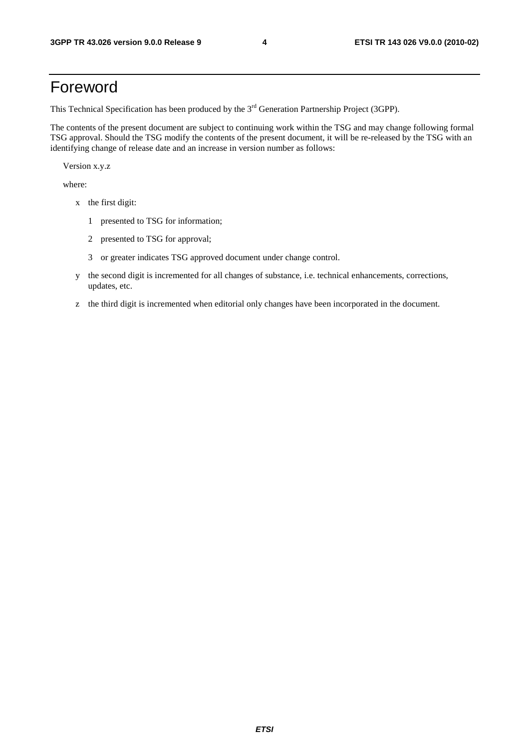# Foreword

This Technical Specification has been produced by the 3rd Generation Partnership Project (3GPP).

The contents of the present document are subject to continuing work within the TSG and may change following formal TSG approval. Should the TSG modify the contents of the present document, it will be re-released by the TSG with an identifying change of release date and an increase in version number as follows:

Version x.y.z

where:

- x the first digit:
  - 1 presented to TSG for information;
  - 2 presented to TSG for approval;
  - 3 or greater indicates TSG approved document under change control.
- y the second digit is incremented for all changes of substance, i.e. technical enhancements, corrections, updates, etc.
- z the third digit is incremented when editorial only changes have been incorporated in the document.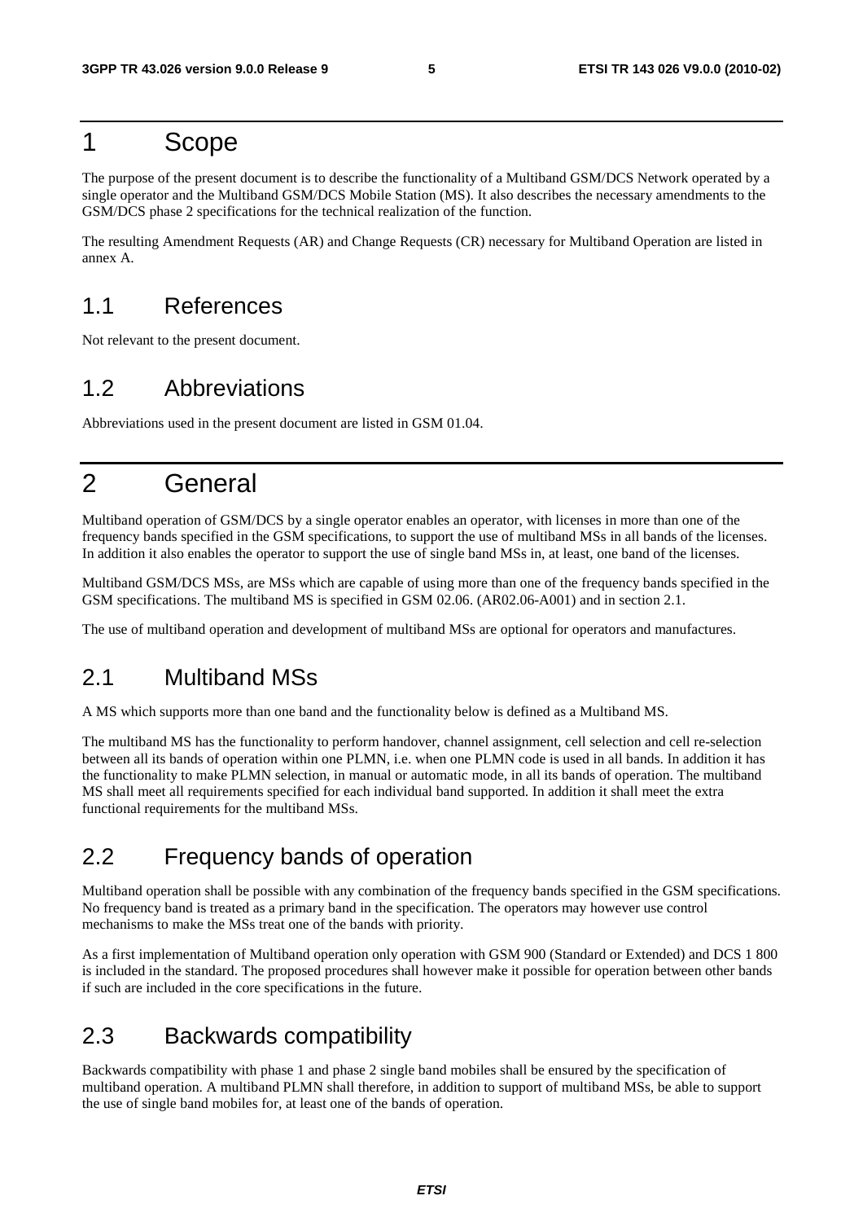# 1 Scope

The purpose of the present document is to describe the functionality of a Multiband GSM/DCS Network operated by a single operator and the Multiband GSM/DCS Mobile Station (MS). It also describes the necessary amendments to the GSM/DCS phase 2 specifications for the technical realization of the function.

The resulting Amendment Requests (AR) and Change Requests (CR) necessary for Multiband Operation are listed in annex A.

## 1.1 References

Not relevant to the present document.

## 1.2 Abbreviations

Abbreviations used in the present document are listed in GSM 01.04.

# 2 General

Multiband operation of GSM/DCS by a single operator enables an operator, with licenses in more than one of the frequency bands specified in the GSM specifications, to support the use of multiband MSs in all bands of the licenses. In addition it also enables the operator to support the use of single band MSs in, at least, one band of the licenses.

Multiband GSM/DCS MSs, are MSs which are capable of using more than one of the frequency bands specified in the GSM specifications. The multiband MS is specified in GSM 02.06. (AR02.06-A001) and in section 2.1.

The use of multiband operation and development of multiband MSs are optional for operators and manufactures.

## 2.1 Multiband MSs

A MS which supports more than one band and the functionality below is defined as a Multiband MS.

The multiband MS has the functionality to perform handover, channel assignment, cell selection and cell re-selection between all its bands of operation within one PLMN, i.e. when one PLMN code is used in all bands. In addition it has the functionality to make PLMN selection, in manual or automatic mode, in all its bands of operation. The multiband MS shall meet all requirements specified for each individual band supported. In addition it shall meet the extra functional requirements for the multiband MSs.

## 2.2 Frequency bands of operation

Multiband operation shall be possible with any combination of the frequency bands specified in the GSM specifications. No frequency band is treated as a primary band in the specification. The operators may however use control mechanisms to make the MSs treat one of the bands with priority.

As a first implementation of Multiband operation only operation with GSM 900 (Standard or Extended) and DCS 1 800 is included in the standard. The proposed procedures shall however make it possible for operation between other bands if such are included in the core specifications in the future.

## 2.3 Backwards compatibility

Backwards compatibility with phase 1 and phase 2 single band mobiles shall be ensured by the specification of multiband operation. A multiband PLMN shall therefore, in addition to support of multiband MSs, be able to support the use of single band mobiles for, at least one of the bands of operation.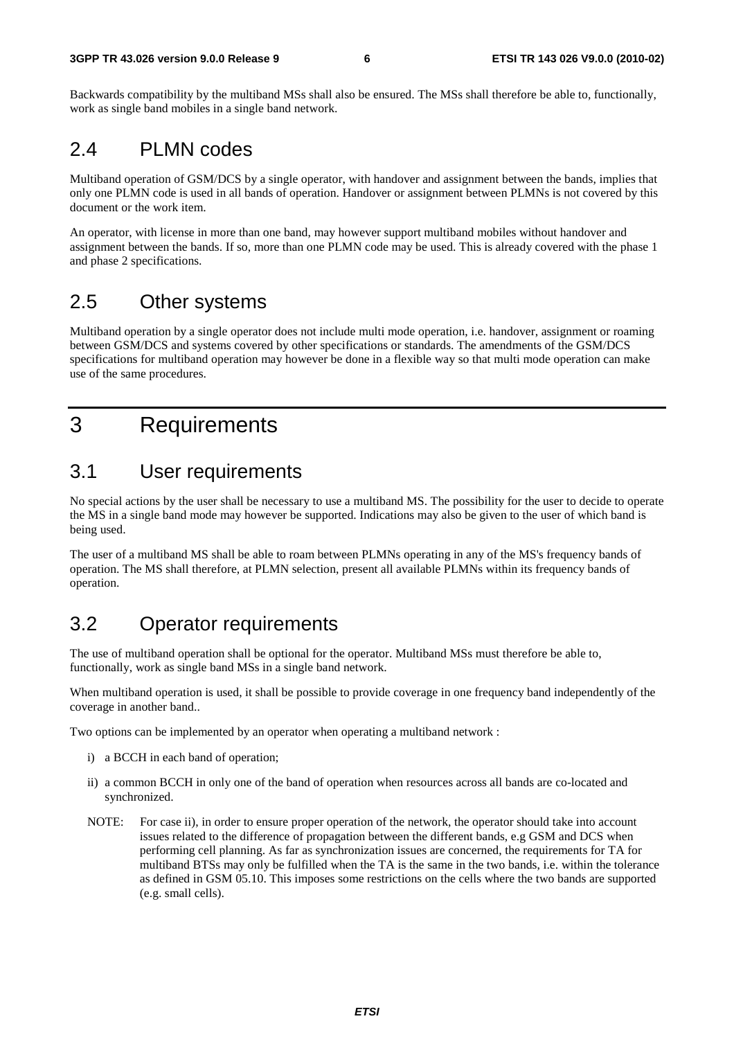Backwards compatibility by the multiband MSs shall also be ensured. The MSs shall therefore be able to, functionally, work as single band mobiles in a single band network.

## 2.4 PLMN codes

Multiband operation of GSM/DCS by a single operator, with handover and assignment between the bands, implies that only one PLMN code is used in all bands of operation. Handover or assignment between PLMNs is not covered by this document or the work item.

An operator, with license in more than one band, may however support multiband mobiles without handover and assignment between the bands. If so, more than one PLMN code may be used. This is already covered with the phase 1 and phase 2 specifications.

## 2.5 Other systems

Multiband operation by a single operator does not include multi mode operation, i.e. handover, assignment or roaming between GSM/DCS and systems covered by other specifications or standards. The amendments of the GSM/DCS specifications for multiband operation may however be done in a flexible way so that multi mode operation can make use of the same procedures.

# 3 Requirements

## 3.1 User requirements

No special actions by the user shall be necessary to use a multiband MS. The possibility for the user to decide to operate the MS in a single band mode may however be supported. Indications may also be given to the user of which band is being used.

The user of a multiband MS shall be able to roam between PLMNs operating in any of the MS's frequency bands of operation. The MS shall therefore, at PLMN selection, present all available PLMNs within its frequency bands of operation.

## 3.2 Operator requirements

The use of multiband operation shall be optional for the operator. Multiband MSs must therefore be able to, functionally, work as single band MSs in a single band network.

When multiband operation is used, it shall be possible to provide coverage in one frequency band independently of the coverage in another band..

Two options can be implemented by an operator when operating a multiband network :

i) a BCCH in each band of operation;

ii) a common BCCH in only one of the band of operation when resources across all bands are co-located and synchronized.

NOTE: For case ii), in order to ensure proper operation of the network, the operator should take into account issues related to the difference of propagation between the different bands, e.g GSM and DCS when performing cell planning. As far as synchronization issues are concerned, the requirements for TA for multiband BTSs may only be fulfilled when the TA is the same in the two bands, i.e. within the tolerance as defined in GSM 05.10. This imposes some restrictions on the cells where the two bands are supported (e.g. small cells).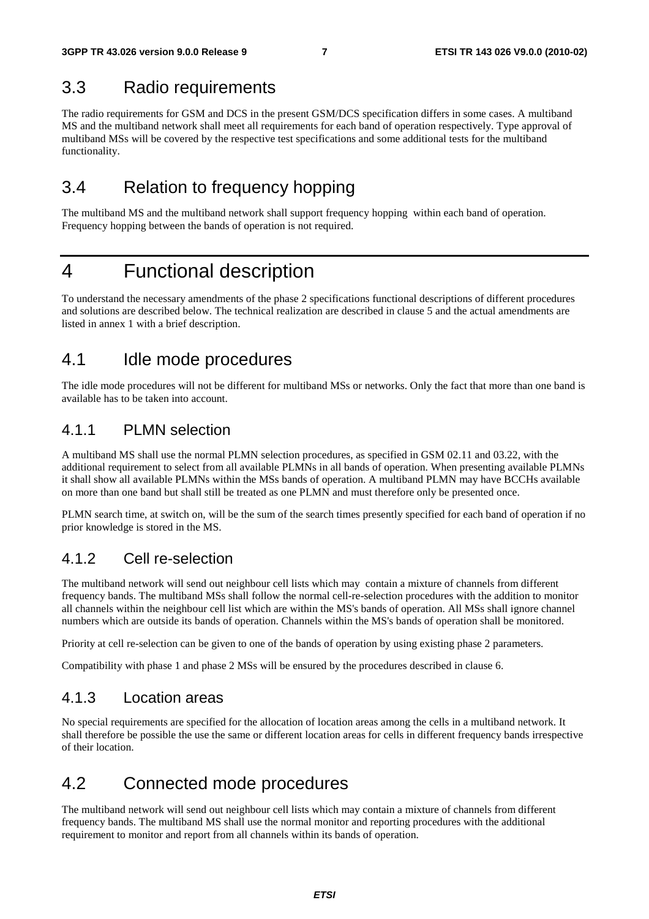## 3.3 Radio requirements

The radio requirements for GSM and DCS in the present GSM/DCS specification differs in some cases. A multiband MS and the multiband network shall meet all requirements for each band of operation respectively. Type approval of multiband MSs will be covered by the respective test specifications and some additional tests for the multiband functionality.

## 3.4 Relation to frequency hopping

The multiband MS and the multiband network shall support frequency hopping within each band of operation. Frequency hopping between the bands of operation is not required.

# 4 Functional description

To understand the necessary amendments of the phase 2 specifications functional descriptions of different procedures and solutions are described below. The technical realization are described in clause 5 and the actual amendments are listed in annex 1 with a brief description.

## 4.1 Idle mode procedures

The idle mode procedures will not be different for multiband MSs or networks. Only the fact that more than one band is available has to be taken into account.

### 4.1.1 PLMN selection

A multiband MS shall use the normal PLMN selection procedures, as specified in GSM 02.11 and 03.22, with the additional requirement to select from all available PLMNs in all bands of operation. When presenting available PLMNs it shall show all available PLMNs within the MSs bands of operation. A multiband PLMN may have BCCHs available on more than one band but shall still be treated as one PLMN and must therefore only be presented once.

PLMN search time, at switch on, will be the sum of the search times presently specified for each band of operation if no prior knowledge is stored in the MS.

### 4.1.2 Cell re-selection

The multiband network will send out neighbour cell lists which may contain a mixture of channels from different frequency bands. The multiband MSs shall follow the normal cell-re-selection procedures with the addition to monitor all channels within the neighbour cell list which are within the MS's bands of operation. All MSs shall ignore channel numbers which are outside its bands of operation. Channels within the MS's bands of operation shall be monitored.

Priority at cell re-selection can be given to one of the bands of operation by using existing phase 2 parameters.

Compatibility with phase 1 and phase 2 MSs will be ensured by the procedures described in clause 6.

### 4.1.3 Location areas

No special requirements are specified for the allocation of location areas among the cells in a multiband network. It shall therefore be possible the use the same or different location areas for cells in different frequency bands irrespective of their location.

## 4.2 Connected mode procedures

The multiband network will send out neighbour cell lists which may contain a mixture of channels from different frequency bands. The multiband MS shall use the normal monitor and reporting procedures with the additional requirement to monitor and report from all channels within its bands of operation.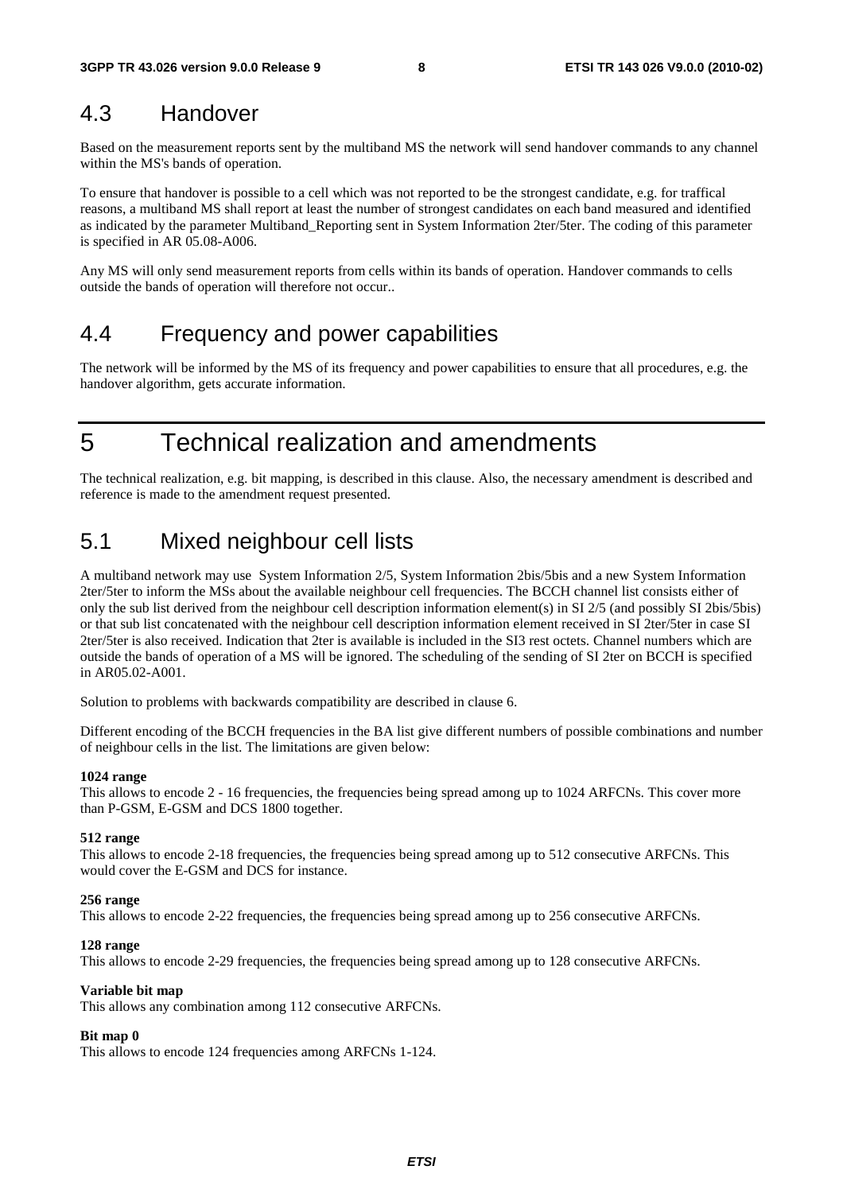## 4.3 Handover

Based on the measurement reports sent by the multiband MS the network will send handover commands to any channel within the MS's bands of operation.

To ensure that handover is possible to a cell which was not reported to be the strongest candidate, e.g. for traffical reasons, a multiband MS shall report at least the number of strongest candidates on each band measured and identified as indicated by the parameter Multiband_Reporting sent in System Information 2ter/5ter. The coding of this parameter is specified in AR 05.08-A006.

Any MS will only send measurement reports from cells within its bands of operation. Handover commands to cells outside the bands of operation will therefore not occur..

## 4.4 Frequency and power capabilities

The network will be informed by the MS of its frequency and power capabilities to ensure that all procedures, e.g. the handover algorithm, gets accurate information.

# 5 Technical realization and amendments

The technical realization, e.g. bit mapping, is described in this clause. Also, the necessary amendment is described and reference is made to the amendment request presented.

## 5.1 Mixed neighbour cell lists

A multiband network may use System Information 2/5, System Information 2bis/5bis and a new System Information 2ter/5ter to inform the MSs about the available neighbour cell frequencies. The BCCH channel list consists either of only the sub list derived from the neighbour cell description information element(s) in SI 2/5 (and possibly SI 2bis/5bis) or that sub list concatenated with the neighbour cell description information element received in SI 2ter/5ter in case SI 2ter/5ter is also received. Indication that 2ter is available is included in the SI3 rest octets. Channel numbers which are outside the bands of operation of a MS will be ignored. The scheduling of the sending of SI 2ter on BCCH is specified in AR05.02-A001.

Solution to problems with backwards compatibility are described in clause 6.

Different encoding of the BCCH frequencies in the BA list give different numbers of possible combinations and number of neighbour cells in the list. The limitations are given below:

**1024 range**
This allows to encode 2 - 16 frequencies, the frequencies being spread among up to 1024 ARFCNs. This cover more than P-GSM, E-GSM and DCS 1800 together.

**512 range**
This allows to encode 2-18 frequencies, the frequencies being spread among up to 512 consecutive ARFCNs. This would cover the E-GSM and DCS for instance.

**256 range**
This allows to encode 2-22 frequencies, the frequencies being spread among up to 256 consecutive ARFCNs.

**128 range**
This allows to encode 2-29 frequencies, the frequencies being spread among up to 128 consecutive ARFCNs.

**Variable bit map**
This allows any combination among 112 consecutive ARFCNs.

**Bit map 0**
This allows to encode 124 frequencies among ARFCNs 1-124.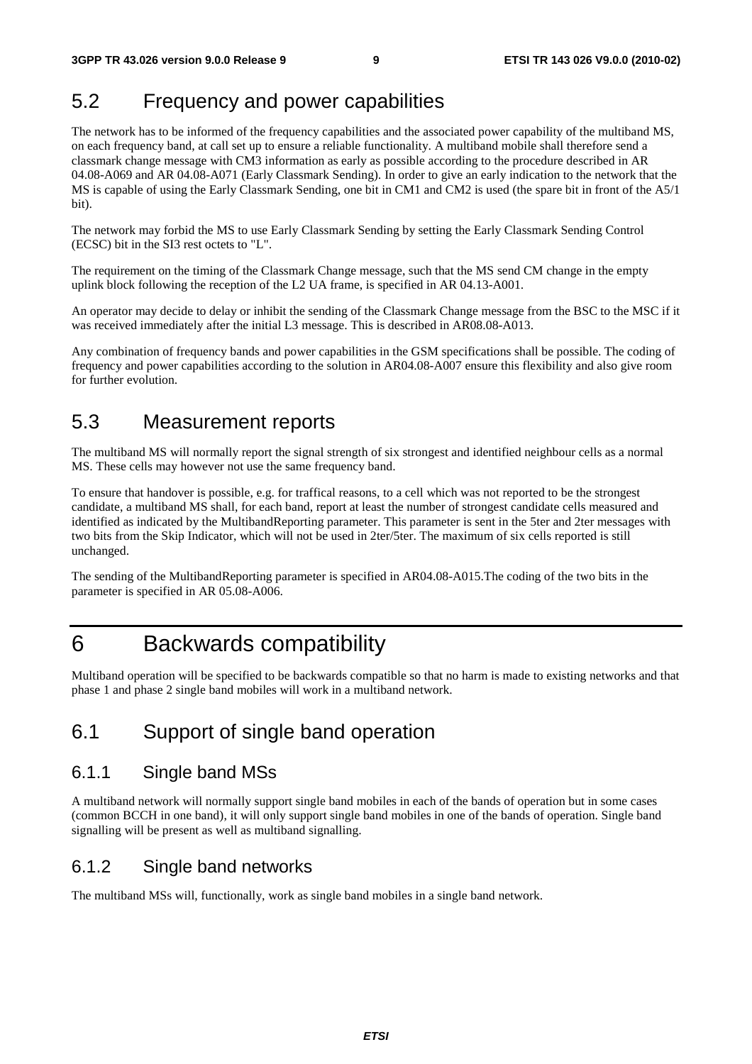## 5.2 Frequency and power capabilities

The network has to be informed of the frequency capabilities and the associated power capability of the multiband MS, on each frequency band, at call set up to ensure a reliable functionality. A multiband mobile shall therefore send a classmark change message with CM3 information as early as possible according to the procedure described in AR 04.08-A069 and AR 04.08-A071 (Early Classmark Sending). In order to give an early indication to the network that the MS is capable of using the Early Classmark Sending, one bit in CM1 and CM2 is used (the spare bit in front of the A5/1 bit).

The network may forbid the MS to use Early Classmark Sending by setting the Early Classmark Sending Control (ECSC) bit in the SI3 rest octets to "L".

The requirement on the timing of the Classmark Change message, such that the MS send CM change in the empty uplink block following the reception of the L2 UA frame, is specified in AR 04.13-A001.

An operator may decide to delay or inhibit the sending of the Classmark Change message from the BSC to the MSC if it was received immediately after the initial L3 message. This is described in AR08.08-A013.

Any combination of frequency bands and power capabilities in the GSM specifications shall be possible. The coding of frequency and power capabilities according to the solution in AR04.08-A007 ensure this flexibility and also give room for further evolution.

## 5.3 Measurement reports

The multiband MS will normally report the signal strength of six strongest and identified neighbour cells as a normal MS. These cells may however not use the same frequency band.

To ensure that handover is possible, e.g. for traffical reasons, to a cell which was not reported to be the strongest candidate, a multiband MS shall, for each band, report at least the number of strongest candidate cells measured and identified as indicated by the MultibandReporting parameter. This parameter is sent in the 5ter and 2ter messages with two bits from the Skip Indicator, which will not be used in 2ter/5ter. The maximum of six cells reported is still unchanged.

The sending of the MultibandReporting parameter is specified in AR04.08-A015.The coding of the two bits in the parameter is specified in AR 05.08-A006.

# 6 Backwards compatibility

Multiband operation will be specified to be backwards compatible so that no harm is made to existing networks and that phase 1 and phase 2 single band mobiles will work in a multiband network.

## 6.1 Support of single band operation

### 6.1.1 Single band MSs

A multiband network will normally support single band mobiles in each of the bands of operation but in some cases (common BCCH in one band), it will only support single band mobiles in one of the bands of operation. Single band signalling will be present as well as multiband signalling.

### 6.1.2 Single band networks

The multiband MSs will, functionally, work as single band mobiles in a single band network.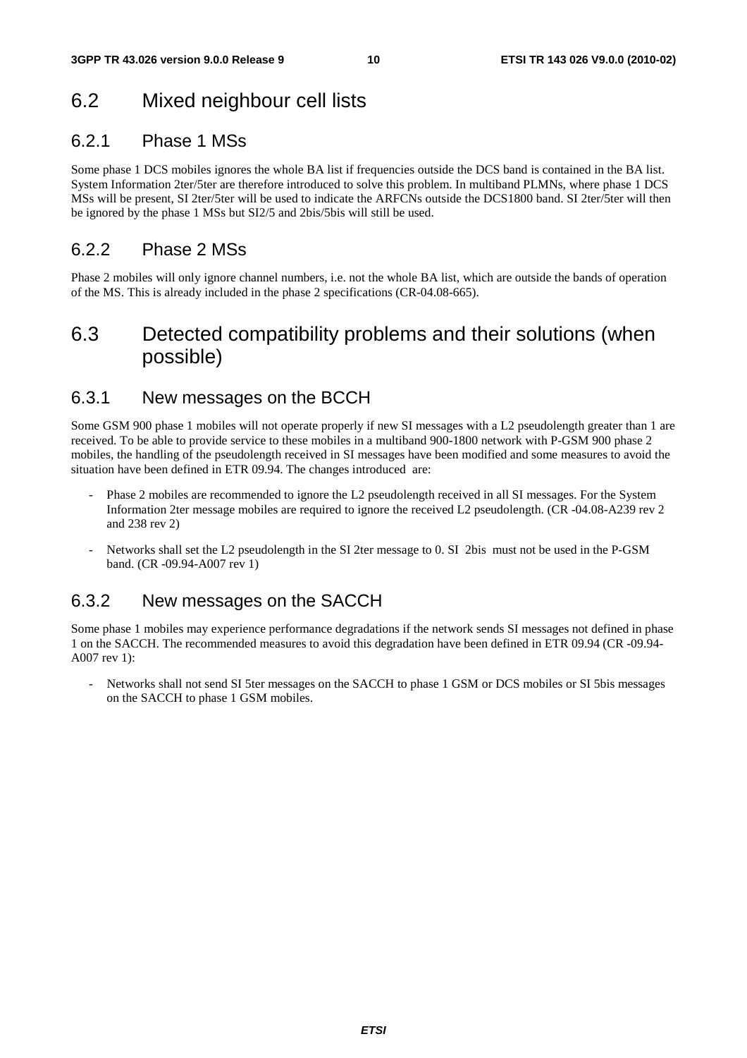## 6.2 Mixed neighbour cell lists

### 6.2.1 Phase 1 MSs

Some phase 1 DCS mobiles ignores the whole BA list if frequencies outside the DCS band is contained in the BA list. System Information 2ter/5ter are therefore introduced to solve this problem. In multiband PLMNs, where phase 1 DCS MSs will be present, SI 2ter/5ter will be used to indicate the ARFCNs outside the DCS1800 band. SI 2ter/5ter will then be ignored by the phase 1 MSs but SI2/5 and 2bis/5bis will still be used.

### 6.2.2 Phase 2 MSs

Phase 2 mobiles will only ignore channel numbers, i.e. not the whole BA list, which are outside the bands of operation of the MS. This is already included in the phase 2 specifications (CR-04.08-665).

## 6.3 Detected compatibility problems and their solutions (when possible)

### 6.3.1 New messages on the BCCH

Some GSM 900 phase 1 mobiles will not operate properly if new SI messages with a L2 pseudolength greater than 1 are received. To be able to provide service to these mobiles in a multiband 900-1800 network with P-GSM 900 phase 2 mobiles, the handling of the pseudolength received in SI messages have been modified and some measures to avoid the situation have been defined in ETR 09.94. The changes introduced are:

- Phase 2 mobiles are recommended to ignore the L2 pseudolength received in all SI messages. For the System Information 2ter message mobiles are required to ignore the received L2 pseudolength. (CR -04.08-A239 rev 2 and 238 rev 2)
- Networks shall set the L2 pseudolength in the SI 2ter message to 0. SI 2bis must not be used in the P-GSM band. (CR -09.94-A007 rev 1)

### 6.3.2 New messages on the SACCH

Some phase 1 mobiles may experience performance degradations if the network sends SI messages not defined in phase 1 on the SACCH. The recommended measures to avoid this degradation have been defined in ETR 09.94 (CR -09.94-A007 rev 1):

- Networks shall not send SI 5ter messages on the SACCH to phase 1 GSM or DCS mobiles or SI 5bis messages on the SACCH to phase 1 GSM mobiles.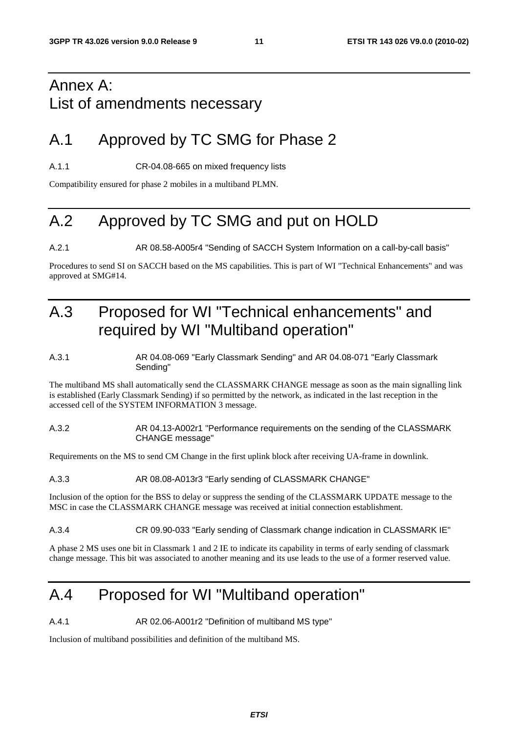# Annex A: List of amendments necessary

## A.1 Approved by TC SMG for Phase 2

A.1.1 CR-04.08-665 on mixed frequency lists

Compatibility ensured for phase 2 mobiles in a multiband PLMN.

## A.2 Approved by TC SMG and put on HOLD

A.2.1 AR 08.58-A005r4 "Sending of SACCH System Information on a call-by-call basis"

Procedures to send SI on SACCH based on the MS capabilities. This is part of WI "Technical Enhancements" and was approved at SMG#14.

## A.3 Proposed for WI "Technical enhancements" and required by WI "Multiband operation"

A.3.1 AR 04.08-069 "Early Classmark Sending" and AR 04.08-071 "Early Classmark Sending"

The multiband MS shall automatically send the CLASSMARK CHANGE message as soon as the main signalling link is established (Early Classmark Sending) if so permitted by the network, as indicated in the last reception in the accessed cell of the SYSTEM INFORMATION 3 message.

A.3.2 AR 04.13-A002r1 "Performance requirements on the sending of the CLASSMARK CHANGE message"

Requirements on the MS to send CM Change in the first uplink block after receiving UA-frame in downlink.

A.3.3 AR 08.08-A013r3 "Early sending of CLASSMARK CHANGE"

Inclusion of the option for the BSS to delay or suppress the sending of the CLASSMARK UPDATE message to the MSC in case the CLASSMARK CHANGE message was received at initial connection establishment.

A.3.4 CR 09.90-033 "Early sending of Classmark change indication in CLASSMARK IE"

A phase 2 MS uses one bit in Classmark 1 and 2 IE to indicate its capability in terms of early sending of classmark change message. This bit was associated to another meaning and its use leads to the use of a former reserved value.

## A.4 Proposed for WI "Multiband operation"

A.4.1 AR 02.06-A001r2 "Definition of multiband MS type"

Inclusion of multiband possibilities and definition of the multiband MS.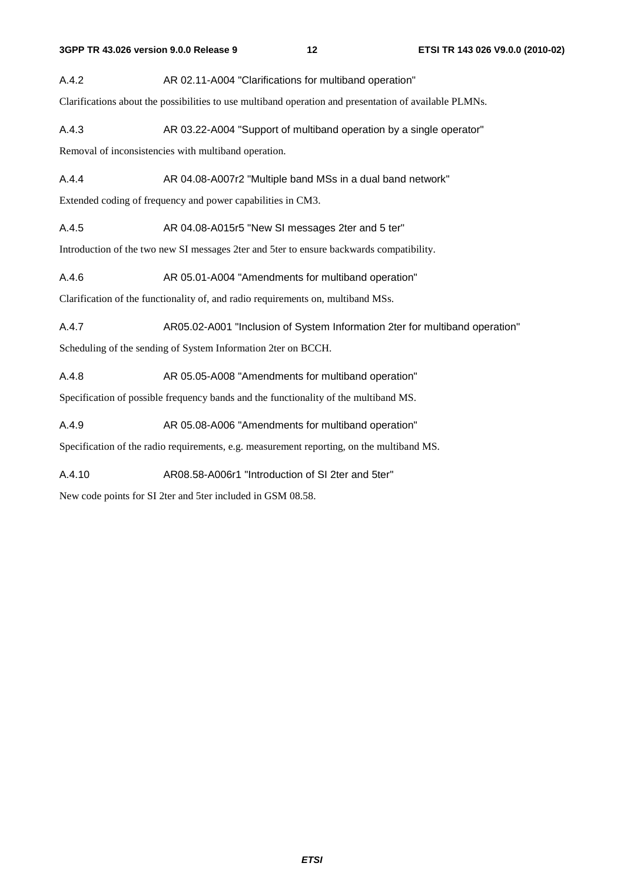### A.4.2 AR 02.11-A004 "Clarifications for multiband operation"

Clarifications about the possibilities to use multiband operation and presentation of available PLMNs.

### A.4.3 AR 03.22-A004 "Support of multiband operation by a single operator"

Removal of inconsistencies with multiband operation.

### A.4.4 AR 04.08-A007r2 "Multiple band MSs in a dual band network"

Extended coding of frequency and power capabilities in CM3.

### A.4.5 AR 04.08-A015r5 "New SI messages 2ter and 5 ter"

Introduction of the two new SI messages 2ter and 5ter to ensure backwards compatibility.

### A.4.6 AR 05.01-A004 "Amendments for multiband operation"

Clarification of the functionality of, and radio requirements on, multiband MSs.

### A.4.7 AR05.02-A001 "Inclusion of System Information 2ter for multiband operation"

Scheduling of the sending of System Information 2ter on BCCH.

### A.4.8 AR 05.05-A008 "Amendments for multiband operation"

Specification of possible frequency bands and the functionality of the multiband MS.

### A.4.9 AR 05.08-A006 "Amendments for multiband operation"

Specification of the radio requirements, e.g. measurement reporting, on the multiband MS.

### A.4.10 AR08.58-A006r1 "Introduction of SI 2ter and 5ter"

New code points for SI 2ter and 5ter included in GSM 08.58.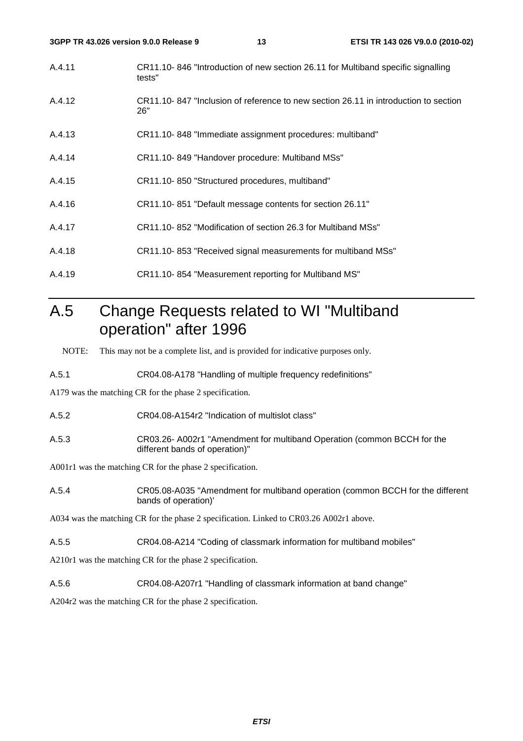A.4.11 CR11.10- 846 "Introduction of new section 26.11 for Multiband specific signalling tests"

A.4.12 CR11.10- 847 "Inclusion of reference to new section 26.11 in introduction to section 26"

A.4.13 CR11.10- 848 "Immediate assignment procedures: multiband"

A.4.14 CR11.10- 849 "Handover procedure: Multiband MSs"

A.4.15 CR11.10- 850 "Structured procedures, multiband"

A.4.16 CR11.10- 851 "Default message contents for section 26.11"

A.4.17 CR11.10- 852 "Modification of section 26.3 for Multiband MSs"

A.4.18 CR11.10- 853 "Received signal measurements for multiband MSs"

A.4.19 CR11.10- 854 "Measurement reporting for Multiband MS"

# A.5 Change Requests related to WI "Multiband operation" after 1996

NOTE: This may not be a complete list, and is provided for indicative purposes only.

A.5.1 CR04.08-A178 "Handling of multiple frequency redefinitions"

A179 was the matching CR for the phase 2 specification.

A.5.2 CR04.08-A154r2 "Indication of multislot class"

A.5.3 CR03.26- A002r1 "Amendment for multiband Operation (common BCCH for the different bands of operation)"

A001r1 was the matching CR for the phase 2 specification.

A.5.4 CR05.08-A035 "Amendment for multiband operation (common BCCH for the different bands of operation)'

A034 was the matching CR for the phase 2 specification. Linked to CR03.26 A002r1 above.

A.5.5 CR04.08-A214 "Coding of classmark information for multiband mobiles"

A210r1 was the matching CR for the phase 2 specification.

A.5.6 CR04.08-A207r1 "Handling of classmark information at band change"

A204r2 was the matching CR for the phase 2 specification.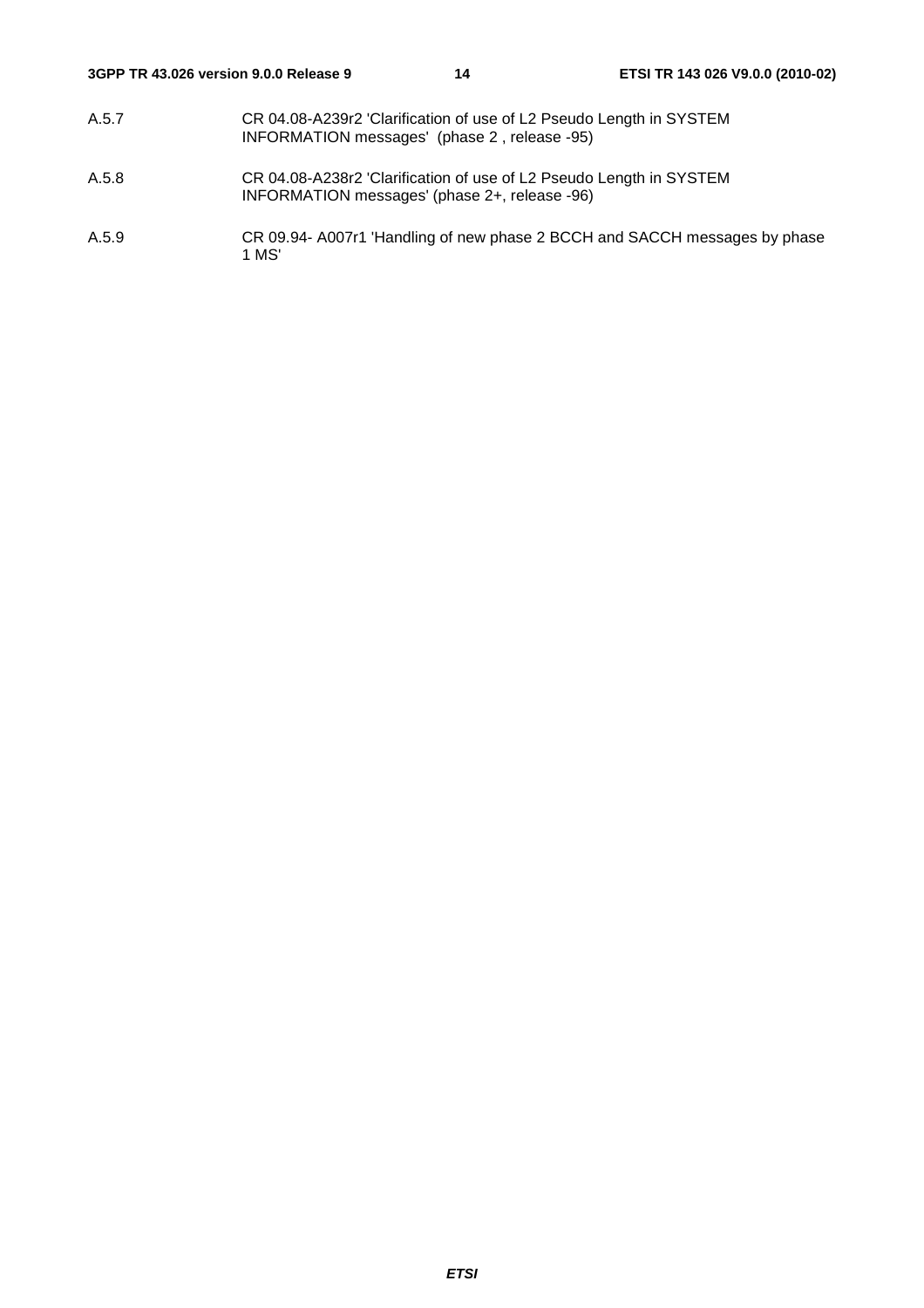A.5.7 CR 04.08-A239r2 'Clarification of use of L2 Pseudo Length in SYSTEM INFORMATION messages' (phase 2 , release -95)

A.5.8 CR 04.08-A238r2 'Clarification of use of L2 Pseudo Length in SYSTEM INFORMATION messages' (phase 2+, release -96)

A.5.9 CR 09.94- A007r1 'Handling of new phase 2 BCCH and SACCH messages by phase 1 MS'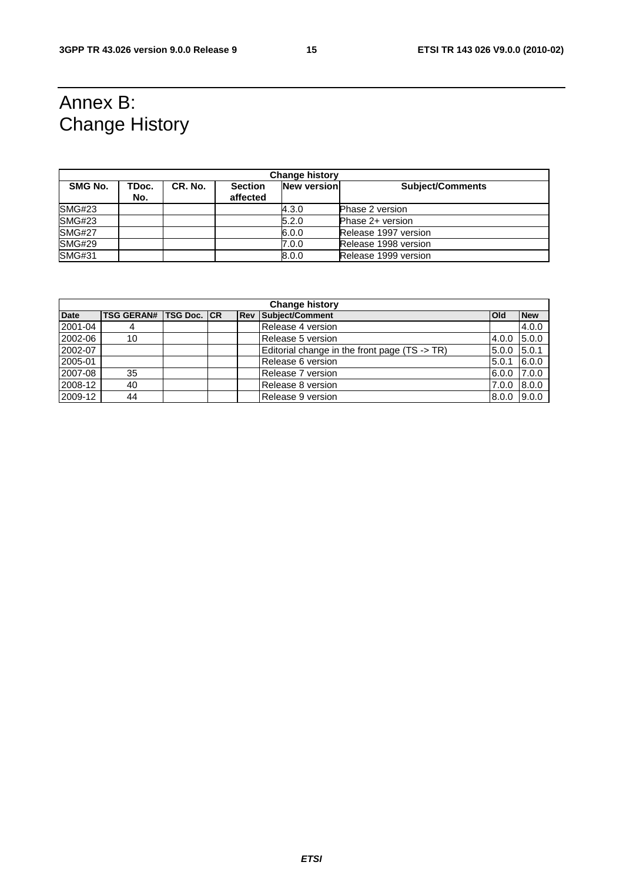# Annex B: Change History

| Change history | | | | | |
|---|---|---|---|---|---|
| **SMG No.** | **TDoc. No.** | **CR. No.** | **Section affected** | **New version** | **Subject/Comments** |
| SMG#23 | | | | 4.3.0 | Phase 2 version |
| SMG#23 | | | | 5.2.0 | Phase 2+ version |
| SMG#27 | | | | 6.0.0 | Release 1997 version |
| SMG#29 | | | | 7.0.0 | Release 1998 version |
| SMG#31 | | | | 8.0.0 | Release 1999 version |

| Change history | | | | | | | |
|---|---|---|---|---|---|---|---|
| **Date** | **TSG GERAN#** | **TSG Doc.** | **CR** | **Rev** | **Subject/Comment** | **Old** | **New** |
| 2001-04 | 4 | | | | Release 4 version | | 4.0.0 |
| 2002-06 | 10 | | | | Release 5 version | 4.0.0 | 5.0.0 |
| 2002-07 | | | | | Editorial change in the front page (TS -> TR) | 5.0.0 | 5.0.1 |
| 2005-01 | | | | | Release 6 version | 5.0.1 | 6.0.0 |
| 2007-08 | 35 | | | | Release 7 version | 6.0.0 | 7.0.0 |
| 2008-12 | 40 | | | | Release 8 version | 7.0.0 | 8.0.0 |
| 2009-12 | 44 | | | | Release 9 version | 8.0.0 | 9.0.0 |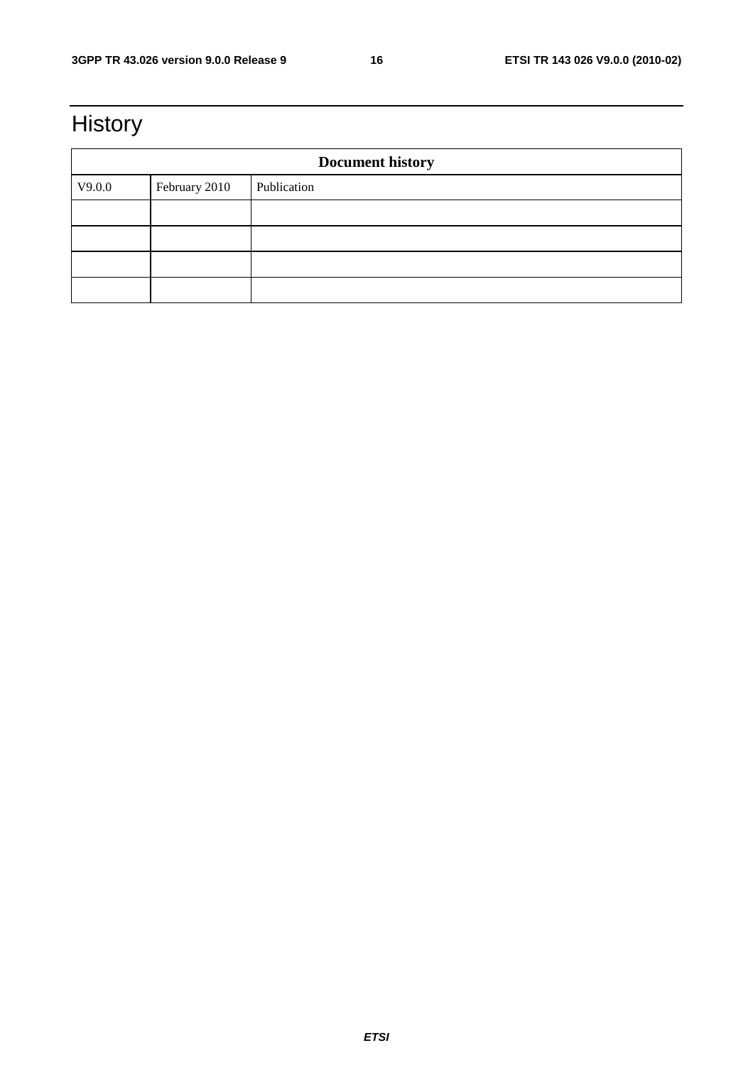# History

| Document history | | |
|---|---|---|
| V9.0.0 | February 2010 | Publication |
| | | |
| | | |
| | | |
| | | |